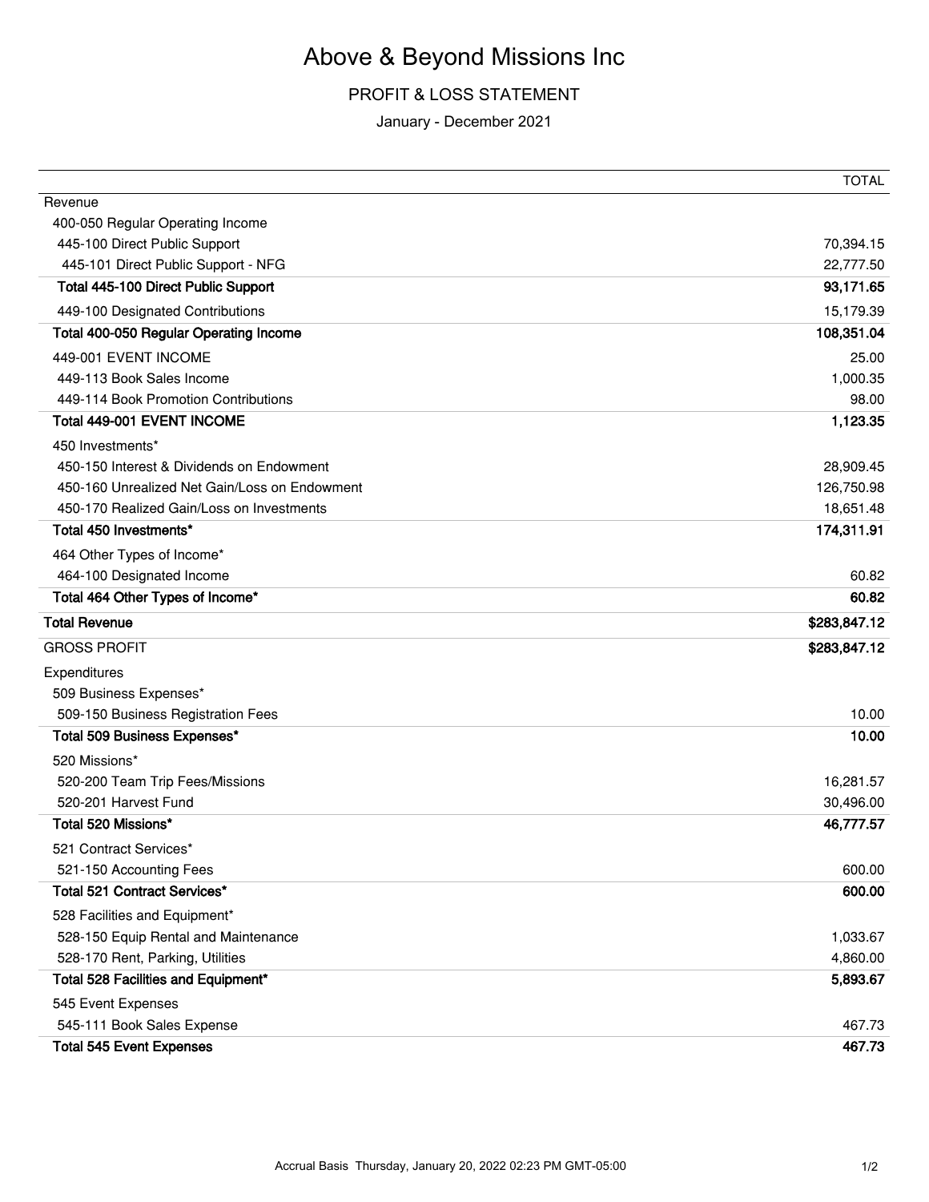# Above & Beyond Missions Inc

## PROFIT & LOSS STATEMENT

January - December 2021

| | TOTAL |
|---|---|
| Revenue | |
| 400-050 Regular Operating Income | |
| 445-100 Direct Public Support | 70,394.15 |
| 445-101 Direct Public Support - NFG | 22,777.50 |
| **Total 445-100 Direct Public Support** | **93,171.65** |
| 449-100 Designated Contributions | 15,179.39 |
| **Total 400-050 Regular Operating Income** | **108,351.04** |
| 449-001 EVENT INCOME | 25.00 |
| 449-113 Book Sales Income | 1,000.35 |
| 449-114 Book Promotion Contributions | 98.00 |
| **Total 449-001 EVENT INCOME** | **1,123.35** |
| 450 Investments* | |
| 450-150 Interest & Dividends on Endowment | 28,909.45 |
| 450-160 Unrealized Net Gain/Loss on Endowment | 126,750.98 |
| 450-170 Realized Gain/Loss on Investments | 18,651.48 |
| **Total 450 Investments*** | **174,311.91** |
| 464 Other Types of Income* | |
| 464-100 Designated Income | 60.82 |
| **Total 464 Other Types of Income*** | **60.82** |
| **Total Revenue** | **$283,847.12** |
| GROSS PROFIT | **$283,847.12** |
| Expenditures | |
| 509 Business Expenses* | |
| 509-150 Business Registration Fees | 10.00 |
| **Total 509 Business Expenses*** | **10.00** |
| 520 Missions* | |
| 520-200 Team Trip Fees/Missions | 16,281.57 |
| 520-201 Harvest Fund | 30,496.00 |
| **Total 520 Missions*** | **46,777.57** |
| 521 Contract Services* | |
| 521-150 Accounting Fees | 600.00 |
| **Total 521 Contract Services*** | **600.00** |
| 528 Facilities and Equipment* | |
| 528-150 Equip Rental and Maintenance | 1,033.67 |
| 528-170 Rent, Parking, Utilities | 4,860.00 |
| **Total 528 Facilities and Equipment*** | **5,893.67** |
| 545 Event Expenses | |
| 545-111 Book Sales Expense | 467.73 |
| **Total 545 Event Expenses** | **467.73** |

Accrual Basis Thursday, January 20, 2022 02:23 PM GMT-05:00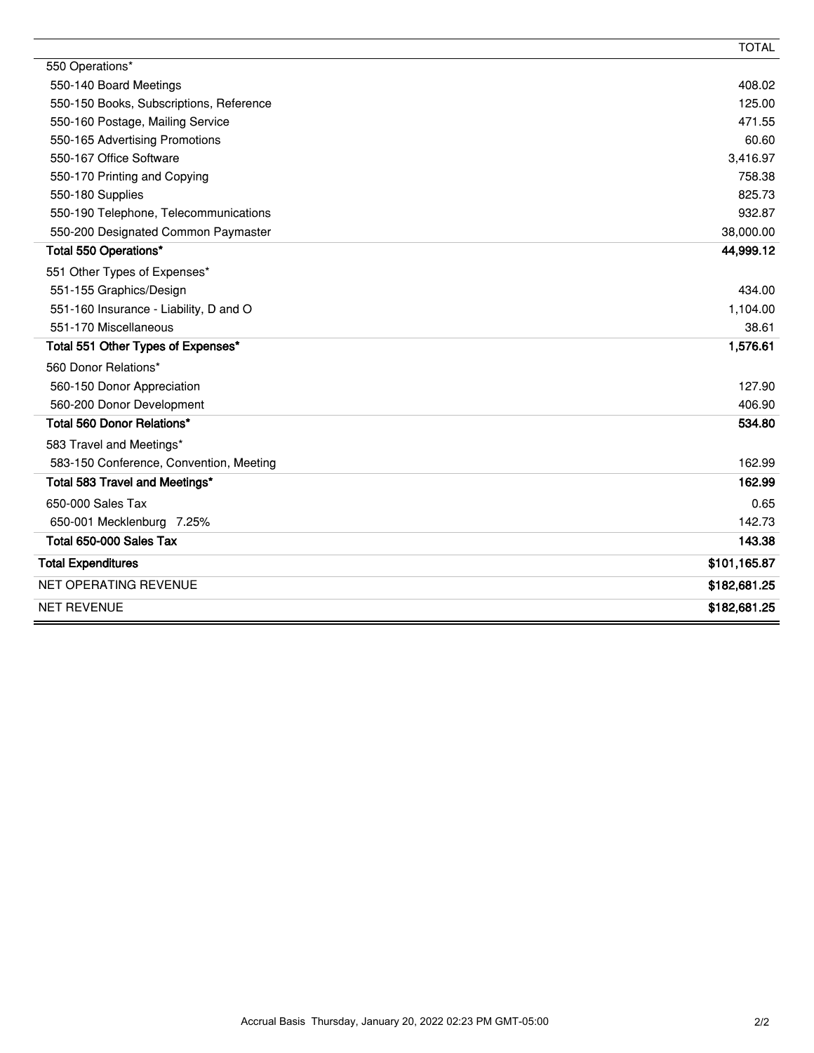| | TOTAL |
| --- | --- |
| 550 Operations* | |
| 550-140 Board Meetings | 408.02 |
| 550-150 Books, Subscriptions, Reference | 125.00 |
| 550-160 Postage, Mailing Service | 471.55 |
| 550-165 Advertising Promotions | 60.60 |
| 550-167 Office Software | 3,416.97 |
| 550-170 Printing and Copying | 758.38 |
| 550-180 Supplies | 825.73 |
| 550-190 Telephone, Telecommunications | 932.87 |
| 550-200 Designated Common Paymaster | 38,000.00 |
| **Total 550 Operations*** | **44,999.12** |
| 551 Other Types of Expenses* | |
| 551-155 Graphics/Design | 434.00 |
| 551-160 Insurance - Liability, D and O | 1,104.00 |
| 551-170 Miscellaneous | 38.61 |
| **Total 551 Other Types of Expenses*** | **1,576.61** |
| 560 Donor Relations* | |
| 560-150 Donor Appreciation | 127.90 |
| 560-200 Donor Development | 406.90 |
| **Total 560 Donor Relations*** | **534.80** |
| 583 Travel and Meetings* | |
| 583-150 Conference, Convention, Meeting | 162.99 |
| **Total 583 Travel and Meetings*** | **162.99** |
| 650-000 Sales Tax | 0.65 |
| 650-001 Mecklenburg 7.25% | 142.73 |
| **Total 650-000 Sales Tax** | **143.38** |
| **Total Expenditures** | **$101,165.87** |
| NET OPERATING REVENUE | **$182,681.25** |
| NET REVENUE | **$182,681.25** |

Accrual Basis Thursday, January 20, 2022 02:23 PM GMT-05:00